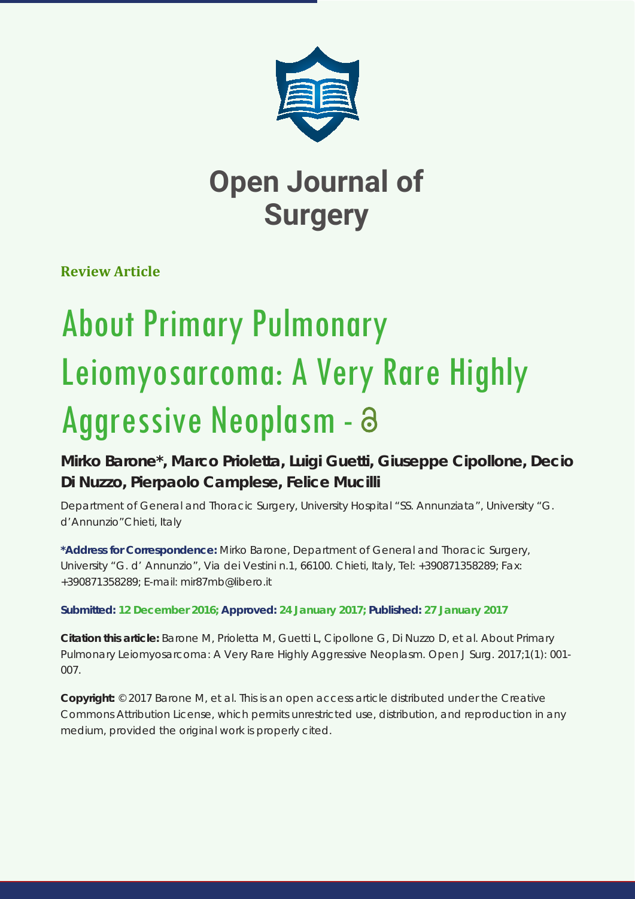# Open Journal of Surgery

**Review Article**

# About Primary Pulmonary Leiomyosarcoma: A Very Rare Highly Aggressive Neoplasm

**Mirko Barone\*, Marco Prioletta, Luigi Guetti, Giuseppe Cipollone, Decio Di Nuzzo, Pierpaolo Camplese, Felice Mucilli**

Department of General and Thoracic Surgery, University Hospital "SS. Annunziata", University "G. d'Annunzio"Chieti, Italy

**\*Address for Correspondence:** Mirko Barone, Department of General and Thoracic Surgery, University "G. d' Annunzio", Via dei Vestini n.1, 66100. Chieti, Italy, Tel: +390871358289; Fax: +390871358289; E-mail: mir87mb@libero.it

**Submitted: 12 December 2016; Approved: 24 January 2017; Published: 27 January 2017**

**Citation this article:** Barone M, Prioletta M, Guetti L, Cipollone G, Di Nuzzo D, et al. About Primary Pulmonary Leiomyosarcoma: A Very Rare Highly Aggressive Neoplasm. Open J Surg. 2017;1(1): 001-007.

**Copyright:** © 2017 Barone M, et al. This is an open access article distributed under the Creative Commons Attribution License, which permits unrestricted use, distribution, and reproduction in any medium, provided the original work is properly cited.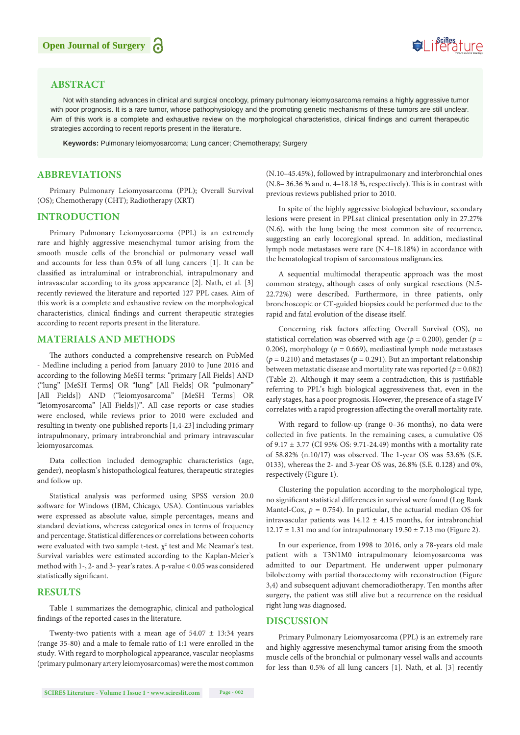## ABSTRACT

Not with standing advances in clinical and surgical oncology, primary pulmonary leiomyosarcoma remains a highly aggressive tumor with poor prognosis. It is a rare tumor, whose pathophysiology and the promoting genetic mechanisms of these tumors are still unclear. Aim of this work is a complete and exhaustive review on the morphological characteristics, clinical findings and current therapeutic strategies according to recent reports present in the literature.

**Keywords:** Pulmonary leiomyosarcoma; Lung cancer; Chemotherapy; Surgery

## ABBREVIATIONS

Primary Pulmonary Leiomyosarcoma (PPL); Overall Survival (OS); Chemotherapy (CHT); Radiotherapy (XRT)

## INTRODUCTION

Primary Pulmonary Leiomyosarcoma (PPL) is an extremely rare and highly aggressive mesenchymal tumor arising from the smooth muscle cells of the bronchial or pulmonary vessel wall and accounts for less than 0.5% of all lung cancers [1]. It can be classified as intraluminal or intrabronchial, intrapulmonary and intravascular according to its gross appearance [2]. Nath, et al. [3] recently reviewed the literature and reported 127 PPL cases. Aim of this work is a complete and exhaustive review on the morphological characteristics, clinical findings and current therapeutic strategies according to recent reports present in the literature.

## MATERIALS AND METHODS

The authors conducted a comprehensive research on PubMed - Medline including a period from January 2010 to June 2016 and according to the following MeSH terms: "primary [All Fields] AND ("lung" [MeSH Terms] OR "lung" [All Fields] OR "pulmonary" [All Fields]) AND ("leiomyosarcoma" [MeSH Terms] OR "leiomyosarcoma" [All Fields])". All case reports or case studies were enclosed, while reviews prior to 2010 were excluded and resulting in twenty-one published reports [1,4-23] including primary intrapulmonary, primary intrabronchial and primary intravascular leiomyosarcomas.

Data collection included demographic characteristics (age, gender), neoplasm's histopathological features, therapeutic strategies and follow up.

Statistical analysis was performed using SPSS version 20.0 software for Windows (IBM, Chicago, USA). Continuous variables were expressed as absolute value, simple percentages, means and standard deviations, whereas categorical ones in terms of frequency and percentage. Statistical differences or correlations between cohorts were evaluated with two sample t-test, $\chi^2$ test and Mc Neamar's test. Survival variables were estimated according to the Kaplan-Meier's method with 1-, 2- and 3- year's rates. A p-value < 0.05 was considered statistically significant.

## RESULTS

Table 1 summarizes the demographic, clinical and pathological findings of the reported cases in the literature.

Twenty-two patients with a mean age of 54.07 ± 13:34 years (range 35-80) and a male to female ratio of 1:1 were enrolled in the study. With regard to morphological appearance, vascular neoplasms (primary pulmonary artery leiomyosarcomas) were the most common (N.10–45.45%), followed by intrapulmonary and interbronchial ones (N.8– 36.36 % and n. 4–18.18 %, respectively). This is in contrast with previous reviews published prior to 2010.

In spite of the highly aggressive biological behaviour, secondary lesions were present in PPLsat clinical presentation only in 27.27% (N.6), with the lung being the most common site of recurrence, suggesting an early locoregional spread. In addition, mediastinal lymph node metastases were rare (N.4–18.18%) in accordance with the hematological tropism of sarcomatous malignancies.

A sequential multimodal therapeutic approach was the most common strategy, although cases of only surgical resections (N.5- 22.72%) were described. Furthermore, in three patients, only bronchoscopic or CT-guided biopsies could be performed due to the rapid and fatal evolution of the disease itself.

Concerning risk factors affecting Overall Survival (OS), no statistical correlation was observed with age ($p$ = 0.200), gender ($p$ = 0.206), morphology ($p$ = 0.669), mediastinal lymph node metastases ($p$ = 0.210) and metastases ($p$ = 0.291). But an important relationship between metastatic disease and mortality rate was reported ($p$ = 0.082) (Table 2). Although it may seem a contradiction, this is justifiable referring to PPL's high biological aggressiveness that, even in the early stages, has a poor prognosis. However, the presence of a stage IV correlates with a rapid progression affecting the overall mortality rate.

With regard to follow-up (range 0–36 months), no data were collected in five patients. In the remaining cases, a cumulative OS of 9.17 ± 3.77 (CI 95% OS: 9.71-24.49) months with a mortality rate of 58.82% (n.10/17) was observed. The 1-year OS was 53.6% (S.E. 0133), whereas the 2- and 3-year OS was, 26.8% (S.E. 0.128) and 0%, respectively (Figure 1).

Clustering the population according to the morphological type, no significant statistical differences in survival were found (Log Rank Mantel-Cox, $p$ = 0.754). In particular, the actuarial median OS for intravascular patients was 14.12 ± 4.15 months, for intrabronchial 12.17 ± 1.31 mo and for intrapulmonary 19.50 ± 7.13 mo (Figure 2).

In our experience, from 1998 to 2016, only a 78-years old male patient with a T3N1M0 intrapulmonary leiomyosarcoma was admitted to our Department. He underwent upper pulmonary bilobectomy with partial thoracectomy with reconstruction (Figure 3,4) and subsequent adjuvant chemoradiotherapy. Ten months after surgery, the patient was still alive but a recurrence on the residual right lung was diagnosed.

## DISCUSSION

Primary Pulmonary Leiomyosarcoma (PPL) is an extremely rare and highly-aggressive mesenchymal tumor arising from the smooth muscle cells of the bronchial or pulmonary vessel walls and accounts for less than 0.5% of all lung cancers [1]. Nath, et al. [3] recently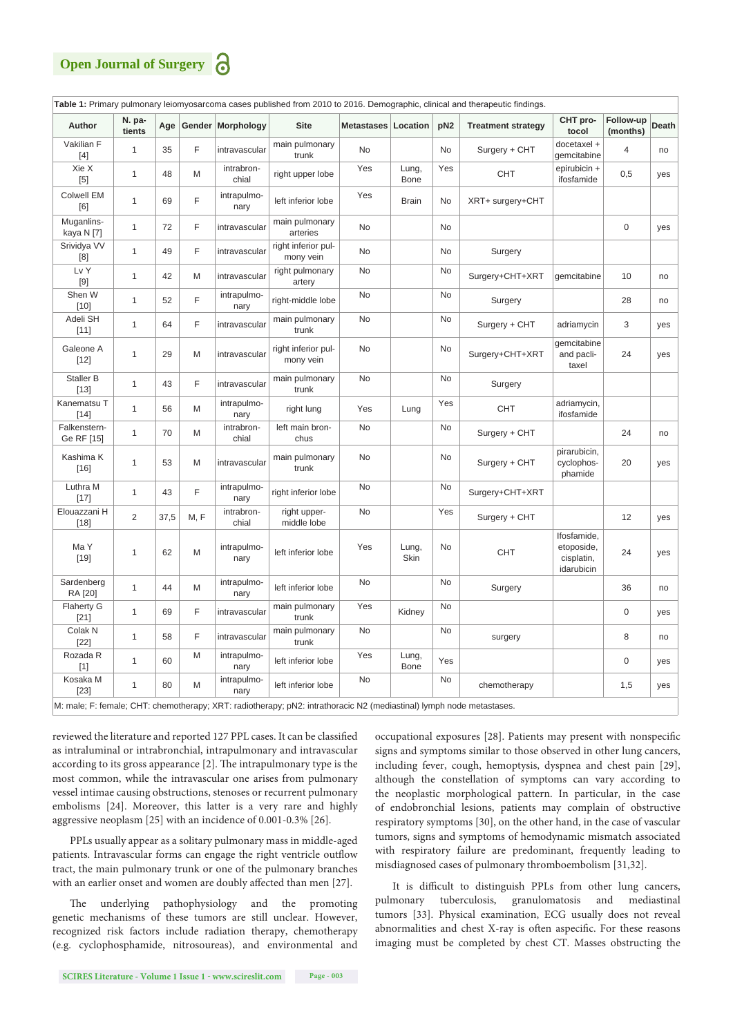**Table 1:** Primary pulmonary leiomyosarcoma cases published from 2010 to 2016. Demographic, clinical and therapeutic findings.

| Author | N. patients | Age | Gender | Morphology | Site | Metastases | Location | pN2 | Treatment strategy | CHT protocol | Follow-up (months) | Death |
|---|---|---|---|---|---|---|---|---|---|---|---|---|
| Vakilian F [4] | 1 | 35 | F | intravascular | main pulmonary trunk | No | | No | Surgery + CHT | docetaxel + gemcitabine | 4 | no |
| Xie X [5] | 1 | 48 | M | intrabronchial | right upper lobe | Yes | Lung, Bone | Yes | CHT | epirubicin + ifosfamide | 0,5 | yes |
| Colwell EM [6] | 1 | 69 | F | intrapulmonary | left inferior lobe | Yes | Brain | No | XRT+ surgery+CHT | | | |
| Muganlinskaya N [7] | 1 | 72 | F | intravascular | main pulmonary arteries | No | | No | | | 0 | yes |
| Srividya VV [8] | 1 | 49 | F | intravascular | right inferior pulmony vein | No | | No | Surgery | | | |
| Lv Y [9] | 1 | 42 | M | intravascular | right pulmonary artery | No | | No | Surgery+CHT+XRT | gemcitabine | 10 | no |
| Shen W [10] | 1 | 52 | F | intrapulmonary | right-middle lobe | No | | No | Surgery | | 28 | no |
| Adeli SH [11] | 1 | 64 | F | intravascular | main pulmonary trunk | No | | No | Surgery + CHT | adriamycin | 3 | yes |
| Galeone A [12] | 1 | 29 | M | intravascular | right inferior pulmony vein | No | | No | Surgery+CHT+XRT | gemcitabine and paclitaxel | 24 | yes |
| Staller B [13] | 1 | 43 | F | intravascular | main pulmonary trunk | No | | No | Surgery | | | |
| Kanematsu T [14] | 1 | 56 | M | intrapulmonary | right lung | Yes | Lung | Yes | CHT | adriamycin, ifosfamide | | |
| Falkenstern-Ge RF [15] | 1 | 70 | M | intrabronchial | left main bronchus | No | | No | Surgery + CHT | | 24 | no |
| Kashima K [16] | 1 | 53 | M | intravascular | main pulmonary trunk | No | | No | Surgery + CHT | pirarubicin, cyclophosphamide | 20 | yes |
| Luthra M [17] | 1 | 43 | F | intrapulmonary | right inferior lobe | No | | No | Surgery+CHT+XRT | | | |
| Elouazzani H [18] | 2 | 37,5 | M, F | intrabronchial | right upper-middle lobe | No | | Yes | Surgery + CHT | | 12 | yes |
| Ma Y [19] | 1 | 62 | M | intrapulmonary | left inferior lobe | Yes | Lung, Skin | No | CHT | Ifosfamide, etoposide, cisplatin, idarubicin | 24 | yes |
| Sardenberg RA [20] | 1 | 44 | M | intrapulmonary | left inferior lobe | No | | No | Surgery | | 36 | no |
| Flaherty G [21] | 1 | 69 | F | intravascular | main pulmonary trunk | Yes | Kidney | No | | | 0 | yes |
| Colak N [22] | 1 | 58 | F | intravascular | main pulmonary trunk | No | | No | surgery | | 8 | no |
| Rozada R [1] | 1 | 60 | M | intrapulmonary | left inferior lobe | Yes | Lung, Bone | Yes | | | 0 | yes |
| Kosaka M [23] | 1 | 80 | M | intrapulmonary | left inferior lobe | No | | No | chemotherapy | | 1,5 | yes |

M: male; F: female; CHT: chemotherapy; XRT: radiotherapy; pN2: intrathoracic N2 (mediastinal) lymph node metastases.

reviewed the literature and reported 127 PPL cases. It can be classified as intraluminal or intrabronchial, intrapulmonary and intravascular according to its gross appearance [2]. The intrapulmonary type is the most common, while the intravascular one arises from pulmonary vessel intimae causing obstructions, stenoses or recurrent pulmonary embolisms [24]. Moreover, this latter is a very rare and highly aggressive neoplasm [25] with an incidence of 0.001-0.3% [26].

PPLs usually appear as a solitary pulmonary mass in middle-aged patients. Intravascular forms can engage the right ventricle outflow tract, the main pulmonary trunk or one of the pulmonary branches with an earlier onset and women are doubly affected than men [27].

The underlying pathophysiology and the promoting genetic mechanisms of these tumors are still unclear. However, recognized risk factors include radiation therapy, chemotherapy (e.g. cyclophosphamide, nitrosoureas), and environmental and occupational exposures [28]. Patients may present with nonspecific signs and symptoms similar to those observed in other lung cancers, including fever, cough, hemoptysis, dyspnea and chest pain [29], although the constellation of symptoms can vary according to the neoplastic morphological pattern. In particular, in the case of endobronchial lesions, patients may complain of obstructive respiratory symptoms [30], on the other hand, in the case of vascular tumors, signs and symptoms of hemodynamic mismatch associated with respiratory failure are predominant, frequently leading to misdiagnosed cases of pulmonary thromboembolism [31,32].

It is difficult to distinguish PPLs from other lung cancers, pulmonary tuberculosis, granulomatosis and mediastinal tumors [33]. Physical examination, ECG usually does not reveal abnormalities and chest X-ray is often aspecific. For these reasons imaging must be completed by chest CT. Masses obstructing the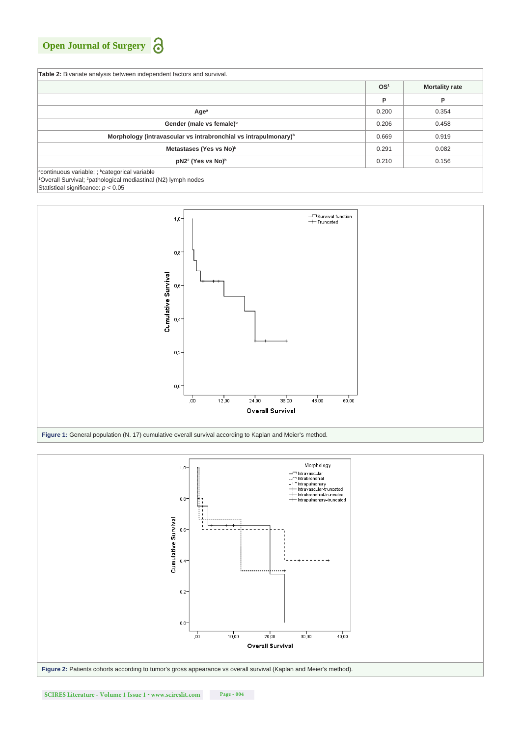**Table 2:** Bivariate analysis between independent factors and survival.

| | OS[1] | Mortality rate |
|---|---|---|
| | p | p |
| **Age[a]** | 0.200 | 0.354 |
| **Gender (male vs female)[b]** | 0.206 | 0.458 |
| **Morphology (intravascular vs intrabronchial vs intrapulmonary)[b]** | 0.669 | 0.919 |
| **Metastases (Yes vs No)[b]** | 0.291 | 0.082 |
| **pN2[2] (Yes vs No)[b]** | 0.210 | 0.156 |

[a]continuous variable; ; [b]categorical variable
[1]Overall Survival; [2]pathological mediastinal (N2) lymph nodes
Statistical significance: $p < 0.05$

**Figure 1:** General population (N. 17) cumulative overall survival according to Kaplan and Meier's method.

**Figure 2:** Patients cohorts according to tumor's gross appearance vs overall survival (Kaplan and Meier's method).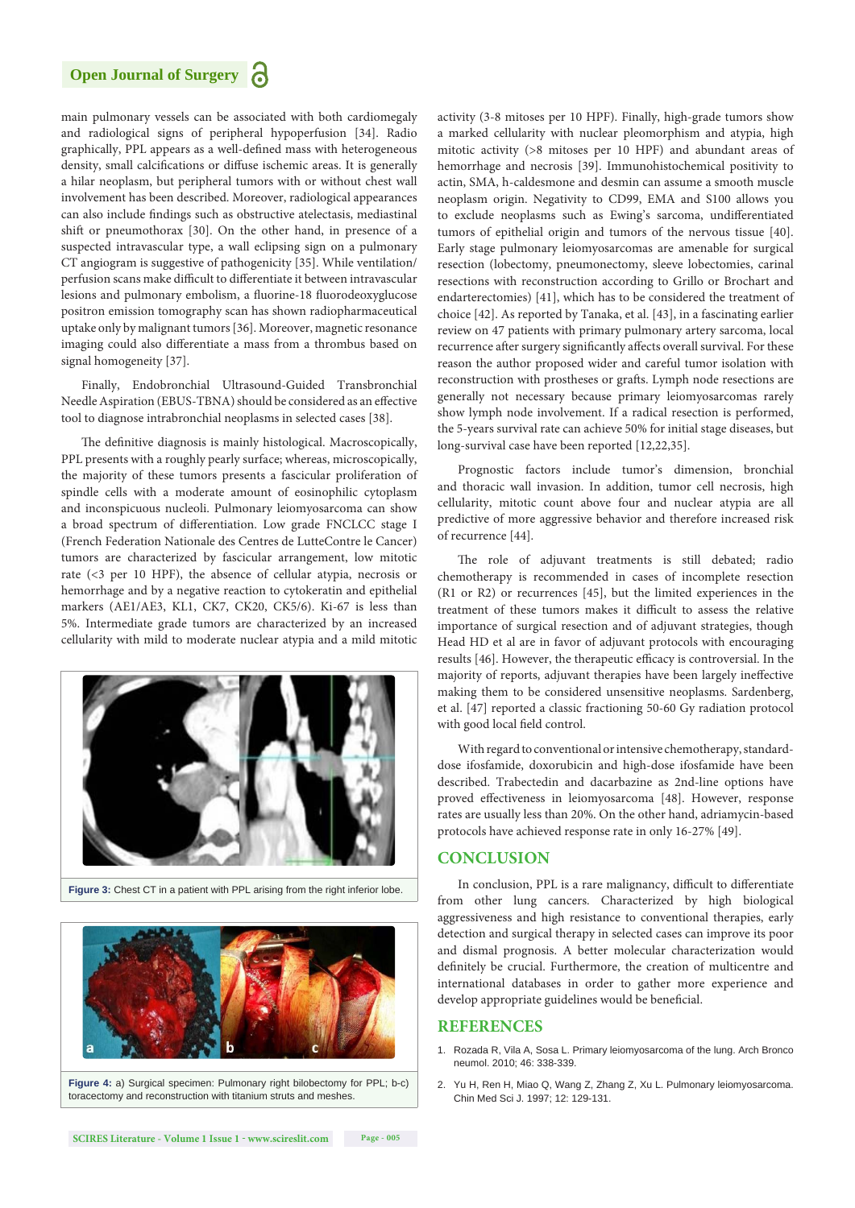main pulmonary vessels can be associated with both cardiomegaly and radiological signs of peripheral hypoperfusion [34]. Radio graphically, PPL appears as a well-defined mass with heterogeneous density, small calcifications or diffuse ischemic areas. It is generally a hilar neoplasm, but peripheral tumors with or without chest wall involvement has been described. Moreover, radiological appearances can also include findings such as obstructive atelectasis, mediastinal shift or pneumothorax [30]. On the other hand, in presence of a suspected intravascular type, a wall eclipsing sign on a pulmonary CT angiogram is suggestive of pathogenicity [35]. While ventilation/perfusion scans make difficult to differentiate it between intravascular lesions and pulmonary embolism, a fluorine-18 fluorodeoxyglucose positron emission tomography scan has shown radiopharmaceutical uptake only by malignant tumors [36]. Moreover, magnetic resonance imaging could also differentiate a mass from a thrombus based on signal homogeneity [37].

Finally, Endobronchial Ultrasound-Guided Transbronchial Needle Aspiration (EBUS-TBNA) should be considered as an effective tool to diagnose intrabronchial neoplasms in selected cases [38].

The definitive diagnosis is mainly histological. Macroscopically, PPL presents with a roughly pearly surface; whereas, microscopically, the majority of these tumors presents a fascicular proliferation of spindle cells with a moderate amount of eosinophilic cytoplasm and inconspicuous nucleoli. Pulmonary leiomyosarcoma can show a broad spectrum of differentiation. Low grade FNCLCC stage I (French Federation Nationale des Centres de LutteContre le Cancer) tumors are characterized by fascicular arrangement, low mitotic rate (<3 per 10 HPF), the absence of cellular atypia, necrosis or hemorrhage and by a negative reaction to cytokeratin and epithelial markers (AE1/AE3, KL1, CK7, CK20, CK5/6). Ki-67 is less than 5%. Intermediate grade tumors are characterized by an increased cellularity with mild to moderate nuclear atypia and a mild mitotic activity (3-8 mitoses per 10 HPF). Finally, high-grade tumors show a marked cellularity with nuclear pleomorphism and atypia, high mitotic activity (>8 mitoses per 10 HPF) and abundant areas of hemorrhage and necrosis [39]. Immunohistochemical positivity to actin, SMA, h-caldesmone and desmin can assume a smooth muscle neoplasm origin. Negativity to CD99, EMA and S100 allows you to exclude neoplasms such as Ewing's sarcoma, undifferentiated tumors of epithelial origin and tumors of the nervous tissue [40]. Early stage pulmonary leiomyosarcomas are amenable for surgical resection (lobectomy, pneumonectomy, sleeve lobectomies, carinal resections with reconstruction according to Grillo or Brochart and endarterectomies) [41], which has to be considered the treatment of choice [42]. As reported by Tanaka, et al. [43], in a fascinating earlier review on 47 patients with primary pulmonary artery sarcoma, local recurrence after surgery significantly affects overall survival. For these reason the author proposed wider and careful tumor isolation with reconstruction with prostheses or grafts. Lymph node resections are generally not necessary because primary leiomyosarcomas rarely show lymph node involvement. If a radical resection is performed, the 5-years survival rate can achieve 50% for initial stage diseases, but long-survival case have been reported [12,22,35].

Figure 3: Chest CT in a patient with PPL arising from the right inferior lobe.

Figure 4: a) Surgical specimen: Pulmonary right bilobectomy for PPL; b-c) toracectomy and reconstruction with titanium struts and meshes.

Prognostic factors include tumor's dimension, bronchial and thoracic wall invasion. In addition, tumor cell necrosis, high cellularity, mitotic count above four and nuclear atypia are all predictive of more aggressive behavior and therefore increased risk of recurrence [44].

The role of adjuvant treatments is still debated; radio chemotherapy is recommended in cases of incomplete resection (R1 or R2) or recurrences [45], but the limited experiences in the treatment of these tumors makes it difficult to assess the relative importance of surgical resection and of adjuvant strategies, though Head HD et al are in favor of adjuvant protocols with encouraging results [46]. However, the therapeutic efficacy is controversial. In the majority of reports, adjuvant therapies have been largely ineffective making them to be considered unsensitive neoplasms. Sardenberg, et al. [47] reported a classic fractioning 50-60 Gy radiation protocol with good local field control.

With regard to conventional or intensive chemotherapy, standard-dose ifosfamide, doxorubicin and high-dose ifosfamide have been described. Trabectedin and dacarbazine as 2nd-line options have proved effectiveness in leiomyosarcoma [48]. However, response rates are usually less than 20%. On the other hand, adriamycin-based protocols have achieved response rate in only 16-27% [49].

## CONCLUSION

In conclusion, PPL is a rare malignancy, difficult to differentiate from other lung cancers. Characterized by high biological aggressiveness and high resistance to conventional therapies, early detection and surgical therapy in selected cases can improve its poor and dismal prognosis. A better molecular characterization would definitely be crucial. Furthermore, the creation of multicentre and international databases in order to gather more experience and develop appropriate guidelines would be beneficial.

## REFERENCES

1. Rozada R, Vila A, Sosa L. Primary leiomyosarcoma of the lung. Arch Bronco neumol. 2010; 46: 338-339.
2. Yu H, Ren H, Miao Q, Wang Z, Zhang Z, Xu L. Pulmonary leiomyosarcoma. Chin Med Sci J. 1997; 12: 129-131.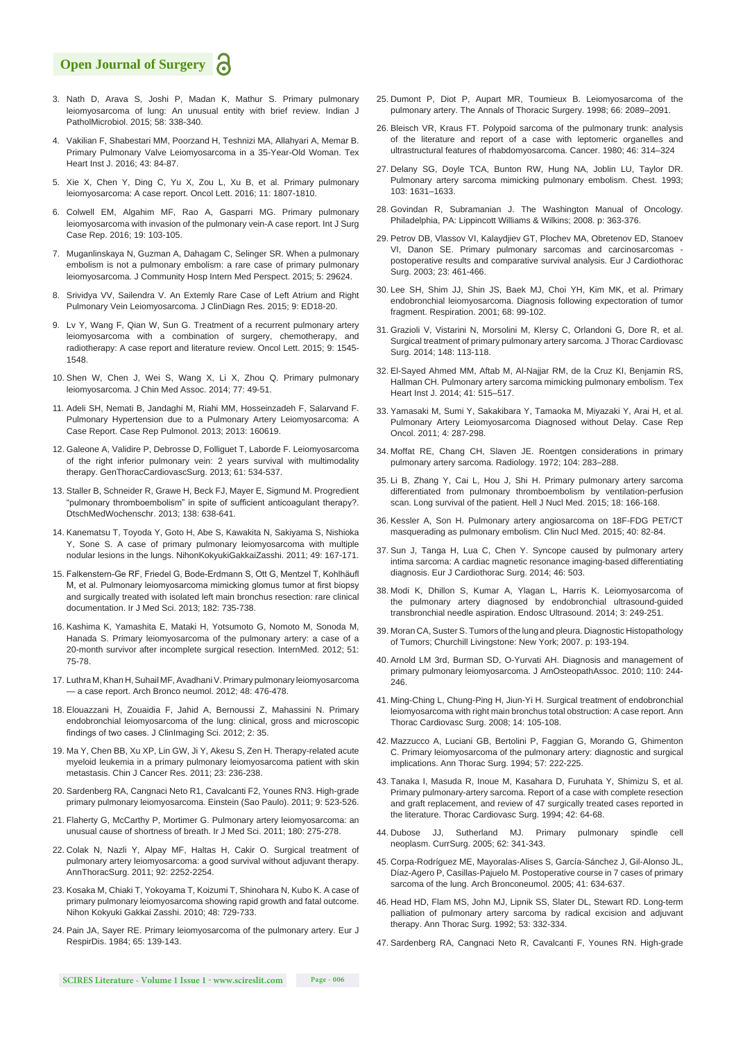3. Nath D, Arava S, Joshi P, Madan K, Mathur S. Primary pulmonary leiomyosarcoma of lung: An unusual entity with brief review. Indian J PatholMicrobiol. 2015; 58: 338-340.
4. Vakilian F, Shabestari MM, Poorzand H, Teshnizi MA, Allahyari A, Memar B. Primary Pulmonary Valve Leiomyosarcoma in a 35-Year-Old Woman. Tex Heart Inst J. 2016; 43: 84-87.
5. Xie X, Chen Y, Ding C, Yu X, Zou L, Xu B, et al. Primary pulmonary leiomyosarcoma: A case report. Oncol Lett. 2016; 11: 1807-1810.
6. Colwell EM, Algahim MF, Rao A, Gasparri MG. Primary pulmonary leiomyosarcoma with invasion of the pulmonary vein-A case report. Int J Surg Case Rep. 2016; 19: 103-105.
7. Muganlinskaya N, Guzman A, Dahagam C, Selinger SR. When a pulmonary embolism is not a pulmonary embolism: a rare case of primary pulmonary leiomyosarcoma. J Community Hosp Intern Med Perspect. 2015; 5: 29624.
8. Srividya VV, Sailendra V. An Extemly Rare Case of Left Atrium and Right Pulmonary Vein Leiomyosarcoma. J ClinDiagn Res. 2015; 9: ED18-20.
9. Lv Y, Wang F, Qian W, Sun G. Treatment of a recurrent pulmonary artery leiomyosarcoma with a combination of surgery, chemotherapy, and radiotherapy: A case report and literature review. Oncol Lett. 2015; 9: 1545-1548.
10. Shen W, Chen J, Wei S, Wang X, Li X, Zhou Q. Primary pulmonary leiomyosarcoma. J Chin Med Assoc. 2014; 77: 49-51.
11. Adeli SH, Nemati B, Jandaghi M, Riahi MM, Hosseinzadeh F, Salarvand F. Pulmonary Hypertension due to a Pulmonary Artery Leiomyosarcoma: A Case Report. Case Rep Pulmonol. 2013; 2013: 160619.
12. Galeone A, Validire P, Debrosse D, Folliguet T, Laborde F. Leiomyosarcoma of the right inferior pulmonary vein: 2 years survival with multimodality therapy. GenThoracCardiovascSurg. 2013; 61: 534-537.
13. Staller B, Schneider R, Grawe H, Beck FJ, Mayer E, Sigmund M. Progredient "pulmonary thromboembolism" in spite of sufficient anticoagulant therapy?. DtschMedWochenschr. 2013; 138: 638-641.
14. Kanematsu T, Toyoda Y, Goto H, Abe S, Kawakita N, Sakiyama S, Nishioka Y, Sone S. A case of primary pulmonary leiomyosarcoma with multiple nodular lesions in the lungs. NihonKokyukiGakkaiZasshi. 2011; 49: 167-171.
15. Falkenstern-Ge RF, Friedel G, Bode-Erdmann S, Ott G, Mentzel T, Kohlhäufl M, et al. Pulmonary leiomyosarcoma mimicking glomus tumor at first biopsy and surgically treated with isolated left main bronchus resection: rare clinical documentation. Ir J Med Sci. 2013; 182: 735-738.
16. Kashima K, Yamashita E, Mataki H, Yotsumoto G, Nomoto M, Sonoda M, Hanada S. Primary leiomyosarcoma of the pulmonary artery: a case of a 20-month survivor after incomplete surgical resection. InternMed. 2012; 51: 75-78.
17. Luthra M, Khan H, Suhail MF, Avadhani V. Primary pulmonary leiomyosarcoma — a case report. Arch Bronco neumol. 2012; 48: 476-478.
18. Elouazzani H, Zouaidia F, Jahid A, Bernoussi Z, Mahassini N. Primary endobronchial leiomyosarcoma of the lung: clinical, gross and microscopic findings of two cases. J ClinImaging Sci. 2012; 2: 35.
19. Ma Y, Chen BB, Xu XP, Lin GW, Ji Y, Akesu S, Zen H. Therapy-related acute myeloid leukemia in a primary pulmonary leiomyosarcoma patient with skin metastasis. Chin J Cancer Res. 2011; 23: 236-238.
20. Sardenberg RA, Cangnaci Neto R1, Cavalcanti F2, Younes RN3. High-grade primary pulmonary leiomyosarcoma. Einstein (Sao Paulo). 2011; 9: 523-526.
21. Flaherty G, McCarthy P, Mortimer G. Pulmonary artery leiomyosarcoma: an unusual cause of shortness of breath. Ir J Med Sci. 2011; 180: 275-278.
22. Colak N, Nazli Y, Alpay MF, Haltas H, Cakir O. Surgical treatment of pulmonary artery leiomyosarcoma: a good survival without adjuvant therapy. AnnThoracSurg. 2011; 92: 2252-2254.
23. Kosaka M, Chiaki T, Yokoyama T, Koizumi T, Shinohara N, Kubo K. A case of primary pulmonary leiomyosarcoma showing rapid growth and fatal outcome. Nihon Kokyuki Gakkai Zasshi. 2010; 48: 729-733.
24. Pain JA, Sayer RE. Primary leiomyosarcoma of the pulmonary artery. Eur J RespirDis. 1984; 65: 139-143.
25. Dumont P, Diot P, Aupart MR, Toumieux B. Leiomyosarcoma of the pulmonary artery. The Annals of Thoracic Surgery. 1998; 66: 2089–2091.
26. Bleisch VR, Kraus FT. Polypoid sarcoma of the pulmonary trunk: analysis of the literature and report of a case with leptomeric organelles and ultrastructural features of rhabdomyosarcoma. Cancer. 1980; 46: 314–324
27. Delany SG, Doyle TCA, Bunton RW, Hung NA, Joblin LU, Taylor DR. Pulmonary artery sarcoma mimicking pulmonary embolism. Chest. 1993; 103: 1631–1633.
28. Govindan R, Subramanian J. The Washington Manual of Oncology. Philadelphia, PA: Lippincott Williams & Wilkins; 2008. p: 363-376.
29. Petrov DB, Vlassov VI, Kalaydjiev GT, Plochev MA, Obretenov ED, Stanoev VI, Danon SE. Primary pulmonary sarcomas and carcinosarcomas - postoperative results and comparative survival analysis. Eur J Cardiothorac Surg. 2003; 23: 461-466.
30. Lee SH, Shim JJ, Shin JS, Baek MJ, Choi YH, Kim MK, et al. Primary endobronchial leiomyosarcoma. Diagnosis following expectoration of tumor fragment. Respiration. 2001; 68: 99-102.
31. Grazioli V, Vistarini N, Morsolini M, Klersy C, Orlandoni G, Dore R, et al. Surgical treatment of primary pulmonary artery sarcoma. J Thorac Cardiovasc Surg. 2014; 148: 113-118.
32. El-Sayed Ahmed MM, Aftab M, Al-Najjar RM, de la Cruz KI, Benjamin RS, Hallman CH. Pulmonary artery sarcoma mimicking pulmonary embolism. Tex Heart Inst J. 2014; 41: 515–517.
33. Yamasaki M, Sumi Y, Sakakibara Y, Tamaoka M, Miyazaki Y, Arai H, et al. Pulmonary Artery Leiomyosarcoma Diagnosed without Delay. Case Rep Oncol. 2011; 4: 287-298.
34. Moffat RE, Chang CH, Slaven JE. Roentgen considerations in primary pulmonary artery sarcoma. Radiology. 1972; 104: 283–288.
35. Li B, Zhang Y, Cai L, Hou J, Shi H. Primary pulmonary artery sarcoma differentiated from pulmonary thromboembolism by ventilation-perfusion scan. Long survival of the patient. Hell J Nucl Med. 2015; 18: 166-168.
36. Kessler A, Son H. Pulmonary artery angiosarcoma on 18F-FDG PET/CT masquerading as pulmonary embolism. Clin Nucl Med. 2015; 40: 82-84.
37. Sun J, Tanga H, Lua C, Chen Y. Syncope caused by pulmonary artery intima sarcoma: A cardiac magnetic resonance imaging-based differentiating diagnosis. Eur J Cardiothorac Surg. 2014; 46: 503.
38. Modi K, Dhillon S, Kumar A, Ylagan L, Harris K. Leiomyosarcoma of the pulmonary artery diagnosed with endobronchial ultrasound-guided transbronchial needle aspiration. Endosc Ultrasound. 2014; 3: 249-251.
39. Moran CA, Suster S. Tumors of the lung and pleura. Diagnostic Histopathology of Tumors; Churchill Livingstone: New York; 2007. p: 193-194.
40. Arnold LM 3rd, Burman SD, O-Yurvati AH. Diagnosis and management of primary pulmonary leiomyosarcoma. J AmOsteopathAssoc. 2010; 110: 244-246.
41. Ming-Ching L, Chung-Ping H, Jiun-Yi H. Surgical treatment of endobronchial leiomyosarcoma with right main bronchus total obstruction: A case report. Ann Thorac Cardiovasc Surg. 2008; 14: 105-108.
42. Mazzucco A, Luciani GB, Bertolini P, Faggian G, Morando G, Ghimenton C. Primary leiomyosarcoma of the pulmonary artery: diagnostic and surgical implications. Ann Thorac Surg. 1994; 57: 222-225.
43. Tanaka I, Masuda R, Inoue M, Kasahara D, Furuhata Y, Shimizu S, et al. Primary pulmonary-artery sarcoma. Report of a case with complete resection and graft replacement, and review of 47 surgically treated cases reported in the literature. Thorac Cardiovasc Surg. 1994; 42: 64-68.
44. Dubose JJ, Sutherland MJ. Primary pulmonary spindle cell neoplasm. CurrSurg. 2005; 62: 341-343.
45. Corpa-Rodríguez ME, Mayoralas-Alises S, García-Sánchez J, Gil-Alonso JL, Díaz-Agero P, Casillas-Pajuelo M. Postoperative course in 7 cases of primary sarcoma of the lung. Arch Bronconeumol. 2005; 41: 634-637.
46. Head HD, Flam MS, John MJ, Lipnik SS, Slater DL, Stewart RD. Long-term palliation of pulmonary artery sarcoma by radical excision and adjuvant therapy. Ann Thorac Surg. 1992; 53: 332-334.
47. Sardenberg RA, Cangnaci Neto R, Cavalcanti F, Younes RN. High-grade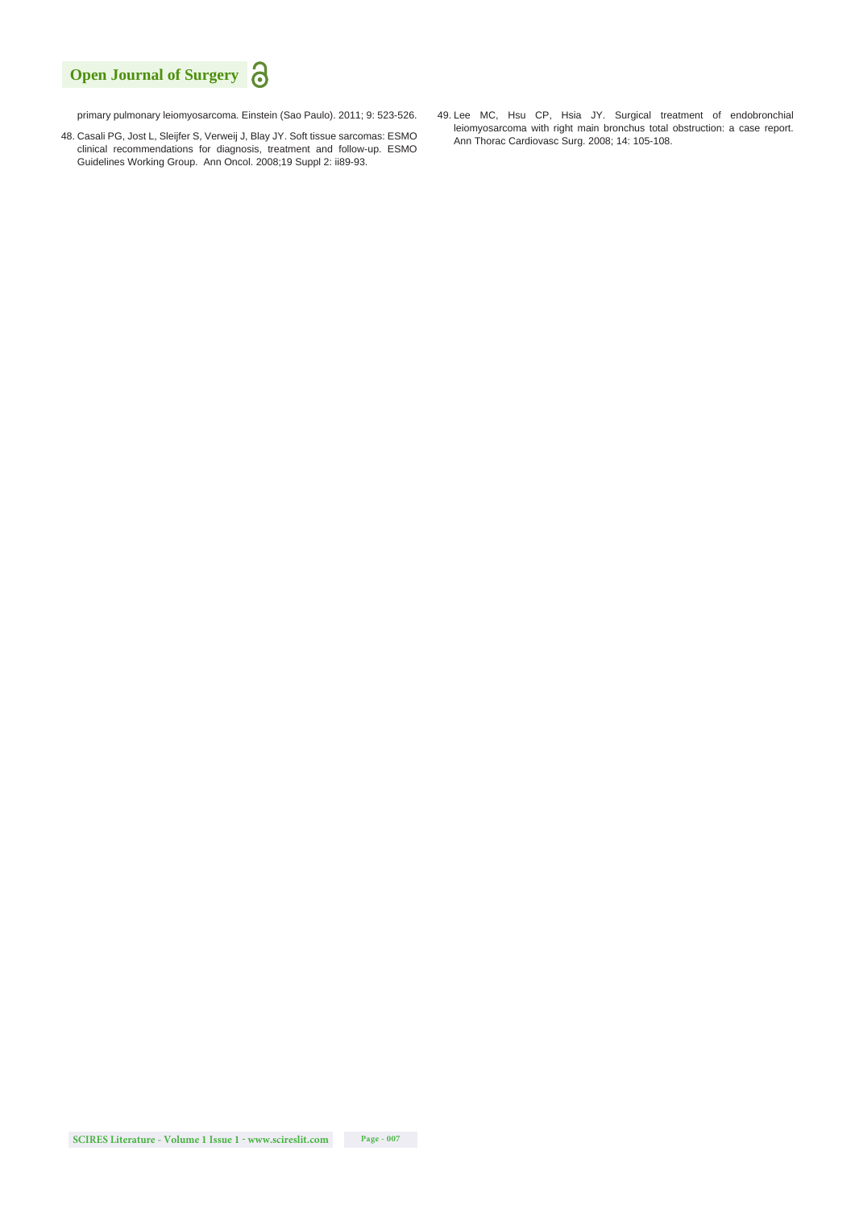primary pulmonary leiomyosarcoma. Einstein (Sao Paulo). 2011; 9: 523-526.

48. Casali PG, Jost L, Sleijfer S, Verweij J, Blay JY. Soft tissue sarcomas: ESMO clinical recommendations for diagnosis, treatment and follow-up. ESMO Guidelines Working Group. Ann Oncol. 2008;19 Suppl 2: ii89-93.

49. Lee MC, Hsu CP, Hsia JY. Surgical treatment of endobronchial leiomyosarcoma with right main bronchus total obstruction: a case report. Ann Thorac Cardiovasc Surg. 2008; 14: 105-108.